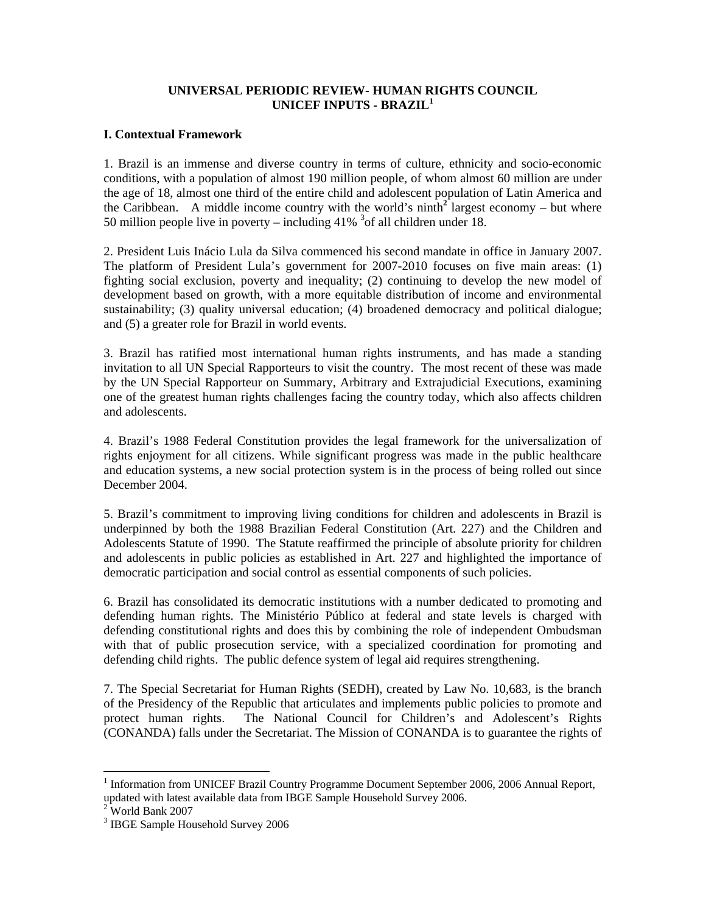**UNIVERSAL PERIODIC REVIEW- HUMAN RIGHTS COUNCIL**
**UNICEF INPUTS - BRAZIL[1]**

## I. Contextual Framework

1. Brazil is an immense and diverse country in terms of culture, ethnicity and socio-economic conditions, with a population of almost 190 million people, of whom almost 60 million are under the age of 18, almost one third of the entire child and adolescent population of Latin America and the Caribbean. A middle income country with the world's ninth[2] largest economy – but where 50 million people live in poverty – including 41% [3]of all children under 18.

2. President Luis Inácio Lula da Silva commenced his second mandate in office in January 2007. The platform of President Lula's government for 2007-2010 focuses on five main areas: (1) fighting social exclusion, poverty and inequality; (2) continuing to develop the new model of development based on growth, with a more equitable distribution of income and environmental sustainability; (3) quality universal education; (4) broadened democracy and political dialogue; and (5) a greater role for Brazil in world events.

3. Brazil has ratified most international human rights instruments, and has made a standing invitation to all UN Special Rapporteurs to visit the country. The most recent of these was made by the UN Special Rapporteur on Summary, Arbitrary and Extrajudicial Executions, examining one of the greatest human rights challenges facing the country today, which also affects children and adolescents.

4. Brazil's 1988 Federal Constitution provides the legal framework for the universalization of rights enjoyment for all citizens. While significant progress was made in the public healthcare and education systems, a new social protection system is in the process of being rolled out since December 2004.

5. Brazil's commitment to improving living conditions for children and adolescents in Brazil is underpinned by both the 1988 Brazilian Federal Constitution (Art. 227) and the Children and Adolescents Statute of 1990. The Statute reaffirmed the principle of absolute priority for children and adolescents in public policies as established in Art. 227 and highlighted the importance of democratic participation and social control as essential components of such policies.

6. Brazil has consolidated its democratic institutions with a number dedicated to promoting and defending human rights. The Ministério Público at federal and state levels is charged with defending constitutional rights and does this by combining the role of independent Ombudsman with that of public prosecution service, with a specialized coordination for promoting and defending child rights. The public defence system of legal aid requires strengthening.

7. The Special Secretariat for Human Rights (SEDH), created by Law No. 10,683, is the branch of the Presidency of the Republic that articulates and implements public policies to promote and protect human rights. The National Council for Children's and Adolescent's Rights (CONANDA) falls under the Secretariat. The Mission of CONANDA is to guarantee the rights of

---

[1] Information from UNICEF Brazil Country Programme Document September 2006, 2006 Annual Report, updated with latest available data from IBGE Sample Household Survey 2006.

[2] World Bank 2007

[3] IBGE Sample Household Survey 2006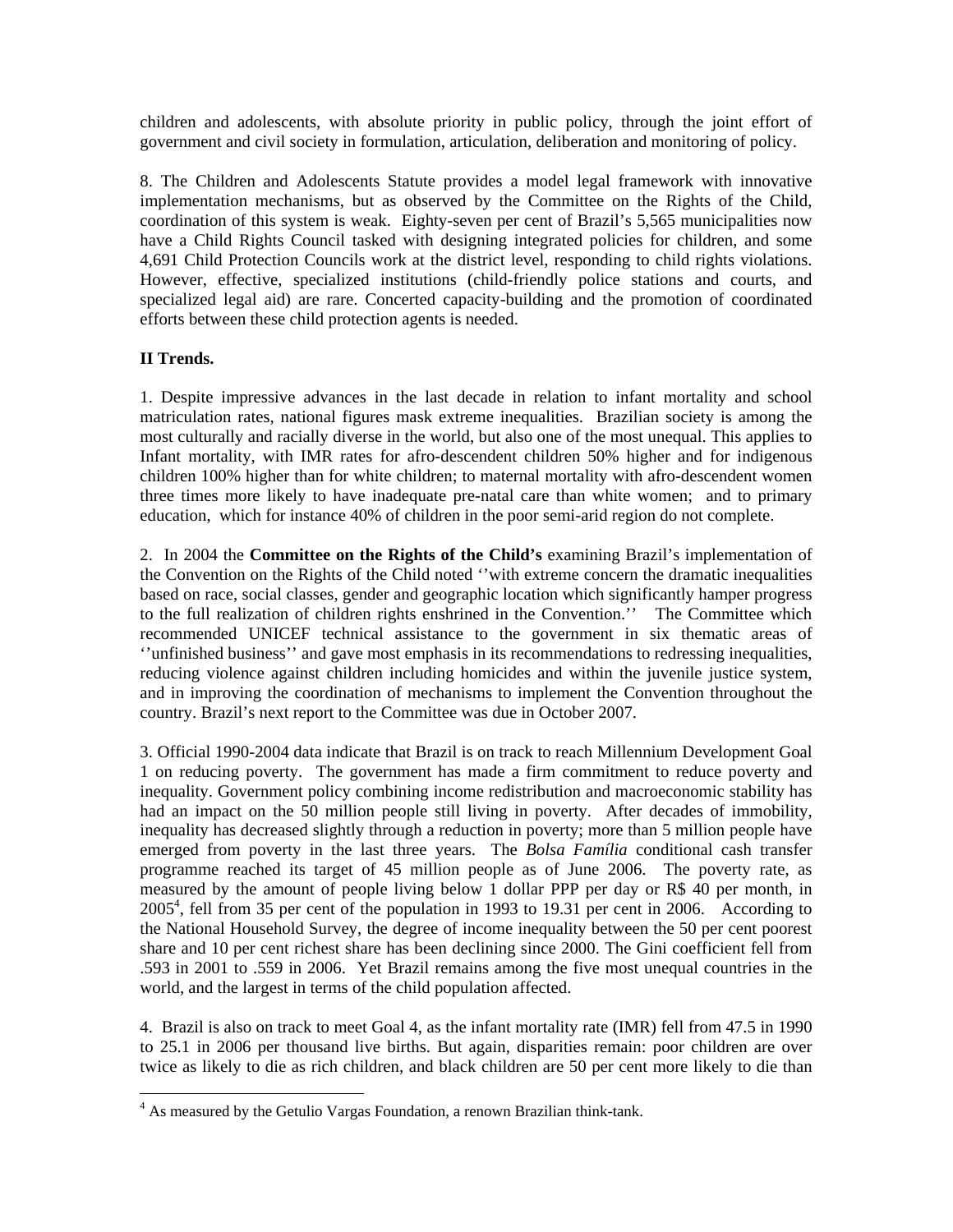children and adolescents, with absolute priority in public policy, through the joint effort of government and civil society in formulation, articulation, deliberation and monitoring of policy.

8. The Children and Adolescents Statute provides a model legal framework with innovative implementation mechanisms, but as observed by the Committee on the Rights of the Child, coordination of this system is weak. Eighty-seven per cent of Brazil's 5,565 municipalities now have a Child Rights Council tasked with designing integrated policies for children, and some 4,691 Child Protection Councils work at the district level, responding to child rights violations. However, effective, specialized institutions (child-friendly police stations and courts, and specialized legal aid) are rare. Concerted capacity-building and the promotion of coordinated efforts between these child protection agents is needed.

**II Trends.**

1. Despite impressive advances in the last decade in relation to infant mortality and school matriculation rates, national figures mask extreme inequalities. Brazilian society is among the most culturally and racially diverse in the world, but also one of the most unequal. This applies to Infant mortality, with IMR rates for afro-descendent children 50% higher and for indigenous children 100% higher than for white children; to maternal mortality with afro-descendent women three times more likely to have inadequate pre-natal care than white women; and to primary education, which for instance 40% of children in the poor semi-arid region do not complete.

2. In 2004 the **Committee on the Rights of the Child's** examining Brazil's implementation of the Convention on the Rights of the Child noted ''with extreme concern the dramatic inequalities based on race, social classes, gender and geographic location which significantly hamper progress to the full realization of children rights enshrined in the Convention.'' The Committee which recommended UNICEF technical assistance to the government in six thematic areas of ''unfinished business'' and gave most emphasis in its recommendations to redressing inequalities, reducing violence against children including homicides and within the juvenile justice system, and in improving the coordination of mechanisms to implement the Convention throughout the country. Brazil's next report to the Committee was due in October 2007.

3. Official 1990-2004 data indicate that Brazil is on track to reach Millennium Development Goal 1 on reducing poverty. The government has made a firm commitment to reduce poverty and inequality. Government policy combining income redistribution and macroeconomic stability has had an impact on the 50 million people still living in poverty. After decades of immobility, inequality has decreased slightly through a reduction in poverty; more than 5 million people have emerged from poverty in the last three years. The *Bolsa Família* conditional cash transfer programme reached its target of 45 million people as of June 2006. The poverty rate, as measured by the amount of people living below 1 dollar PPP per day or R$ 40 per month, in 2005[4], fell from 35 per cent of the population in 1993 to 19.31 per cent in 2006. According to the National Household Survey, the degree of income inequality between the 50 per cent poorest share and 10 per cent richest share has been declining since 2000. The Gini coefficient fell from .593 in 2001 to .559 in 2006. Yet Brazil remains among the five most unequal countries in the world, and the largest in terms of the child population affected.

4. Brazil is also on track to meet Goal 4, as the infant mortality rate (IMR) fell from 47.5 in 1990 to 25.1 in 2006 per thousand live births. But again, disparities remain: poor children are over twice as likely to die as rich children, and black children are 50 per cent more likely to die than

---

[4] As measured by the Getulio Vargas Foundation, a renown Brazilian think-tank.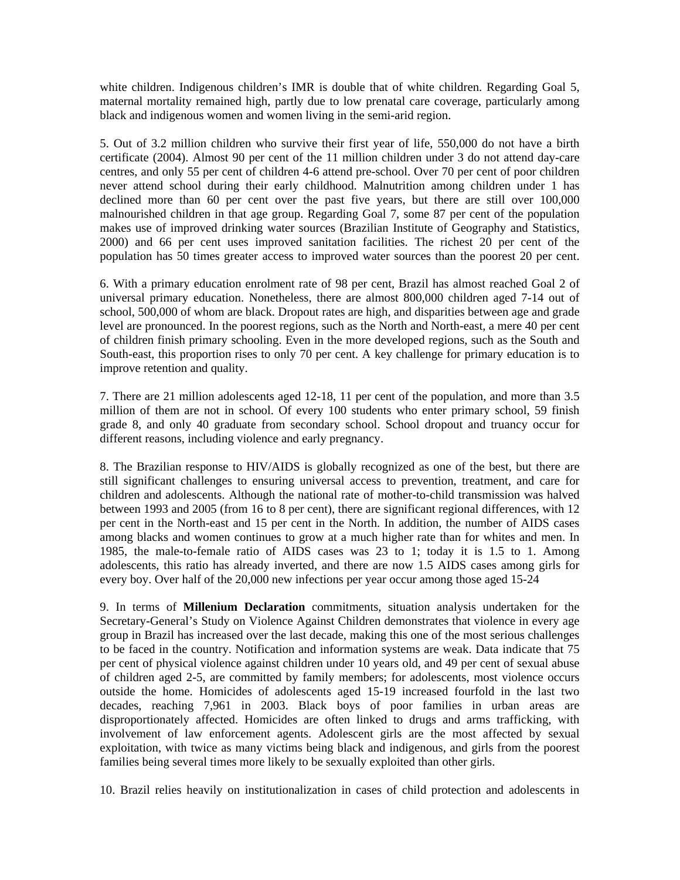white children. Indigenous children's IMR is double that of white children. Regarding Goal 5, maternal mortality remained high, partly due to low prenatal care coverage, particularly among black and indigenous women and women living in the semi-arid region.

5. Out of 3.2 million children who survive their first year of life, 550,000 do not have a birth certificate (2004). Almost 90 per cent of the 11 million children under 3 do not attend day-care centres, and only 55 per cent of children 4-6 attend pre-school. Over 70 per cent of poor children never attend school during their early childhood. Malnutrition among children under 1 has declined more than 60 per cent over the past five years, but there are still over 100,000 malnourished children in that age group. Regarding Goal 7, some 87 per cent of the population makes use of improved drinking water sources (Brazilian Institute of Geography and Statistics, 2000) and 66 per cent uses improved sanitation facilities. The richest 20 per cent of the population has 50 times greater access to improved water sources than the poorest 20 per cent.

6. With a primary education enrolment rate of 98 per cent, Brazil has almost reached Goal 2 of universal primary education. Nonetheless, there are almost 800,000 children aged 7-14 out of school, 500,000 of whom are black. Dropout rates are high, and disparities between age and grade level are pronounced. In the poorest regions, such as the North and North-east, a mere 40 per cent of children finish primary schooling. Even in the more developed regions, such as the South and South-east, this proportion rises to only 70 per cent. A key challenge for primary education is to improve retention and quality.

7. There are 21 million adolescents aged 12-18, 11 per cent of the population, and more than 3.5 million of them are not in school. Of every 100 students who enter primary school, 59 finish grade 8, and only 40 graduate from secondary school. School dropout and truancy occur for different reasons, including violence and early pregnancy.

8. The Brazilian response to HIV/AIDS is globally recognized as one of the best, but there are still significant challenges to ensuring universal access to prevention, treatment, and care for children and adolescents. Although the national rate of mother-to-child transmission was halved between 1993 and 2005 (from 16 to 8 per cent), there are significant regional differences, with 12 per cent in the North-east and 15 per cent in the North. In addition, the number of AIDS cases among blacks and women continues to grow at a much higher rate than for whites and men. In 1985, the male-to-female ratio of AIDS cases was 23 to 1; today it is 1.5 to 1. Among adolescents, this ratio has already inverted, and there are now 1.5 AIDS cases among girls for every boy. Over half of the 20,000 new infections per year occur among those aged 15-24

9. In terms of **Millenium Declaration** commitments, situation analysis undertaken for the Secretary-General's Study on Violence Against Children demonstrates that violence in every age group in Brazil has increased over the last decade, making this one of the most serious challenges to be faced in the country. Notification and information systems are weak. Data indicate that 75 per cent of physical violence against children under 10 years old, and 49 per cent of sexual abuse of children aged 2-5, are committed by family members; for adolescents, most violence occurs outside the home. Homicides of adolescents aged 15-19 increased fourfold in the last two decades, reaching 7,961 in 2003. Black boys of poor families in urban areas are disproportionately affected. Homicides are often linked to drugs and arms trafficking, with involvement of law enforcement agents. Adolescent girls are the most affected by sexual exploitation, with twice as many victims being black and indigenous, and girls from the poorest families being several times more likely to be sexually exploited than other girls.

10. Brazil relies heavily on institutionalization in cases of child protection and adolescents in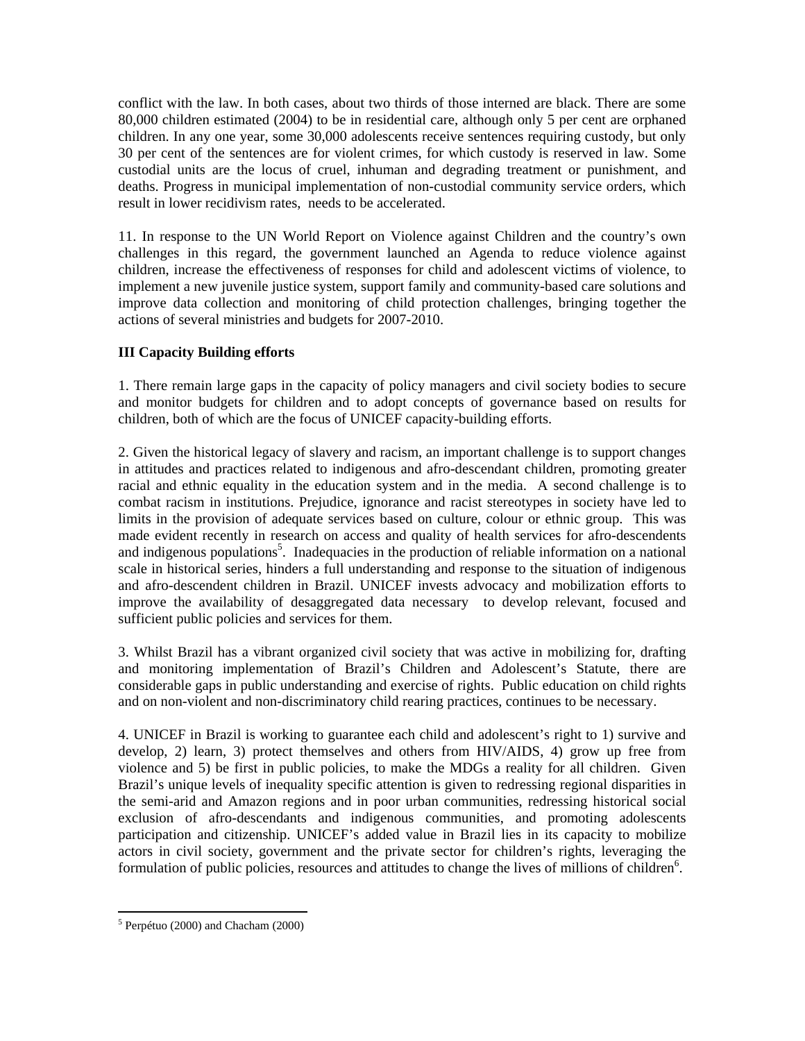conflict with the law. In both cases, about two thirds of those interned are black. There are some 80,000 children estimated (2004) to be in residential care, although only 5 per cent are orphaned children. In any one year, some 30,000 adolescents receive sentences requiring custody, but only 30 per cent of the sentences are for violent crimes, for which custody is reserved in law. Some custodial units are the locus of cruel, inhuman and degrading treatment or punishment, and deaths. Progress in municipal implementation of non-custodial community service orders, which result in lower recidivism rates, needs to be accelerated.

11. In response to the UN World Report on Violence against Children and the country's own challenges in this regard, the government launched an Agenda to reduce violence against children, increase the effectiveness of responses for child and adolescent victims of violence, to implement a new juvenile justice system, support family and community-based care solutions and improve data collection and monitoring of child protection challenges, bringing together the actions of several ministries and budgets for 2007-2010.

## III Capacity Building efforts

1. There remain large gaps in the capacity of policy managers and civil society bodies to secure and monitor budgets for children and to adopt concepts of governance based on results for children, both of which are the focus of UNICEF capacity-building efforts.

2. Given the historical legacy of slavery and racism, an important challenge is to support changes in attitudes and practices related to indigenous and afro-descendant children, promoting greater racial and ethnic equality in the education system and in the media. A second challenge is to combat racism in institutions. Prejudice, ignorance and racist stereotypes in society have led to limits in the provision of adequate services based on culture, colour or ethnic group. This was made evident recently in research on access and quality of health services for afro-descendents and indigenous populations[5]. Inadequacies in the production of reliable information on a national scale in historical series, hinders a full understanding and response to the situation of indigenous and afro-descendent children in Brazil. UNICEF invests advocacy and mobilization efforts to improve the availability of desaggregated data necessary to develop relevant, focused and sufficient public policies and services for them.

3. Whilst Brazil has a vibrant organized civil society that was active in mobilizing for, drafting and monitoring implementation of Brazil's Children and Adolescent's Statute, there are considerable gaps in public understanding and exercise of rights. Public education on child rights and on non-violent and non-discriminatory child rearing practices, continues to be necessary.

4. UNICEF in Brazil is working to guarantee each child and adolescent's right to 1) survive and develop, 2) learn, 3) protect themselves and others from HIV/AIDS, 4) grow up free from violence and 5) be first in public policies, to make the MDGs a reality for all children. Given Brazil's unique levels of inequality specific attention is given to redressing regional disparities in the semi-arid and Amazon regions and in poor urban communities, redressing historical social exclusion of afro-descendants and indigenous communities, and promoting adolescents participation and citizenship. UNICEF's added value in Brazil lies in its capacity to mobilize actors in civil society, government and the private sector for children's rights, leveraging the formulation of public policies, resources and attitudes to change the lives of millions of children[6].

---

[5] Perpétuo (2000) and Chacham (2000)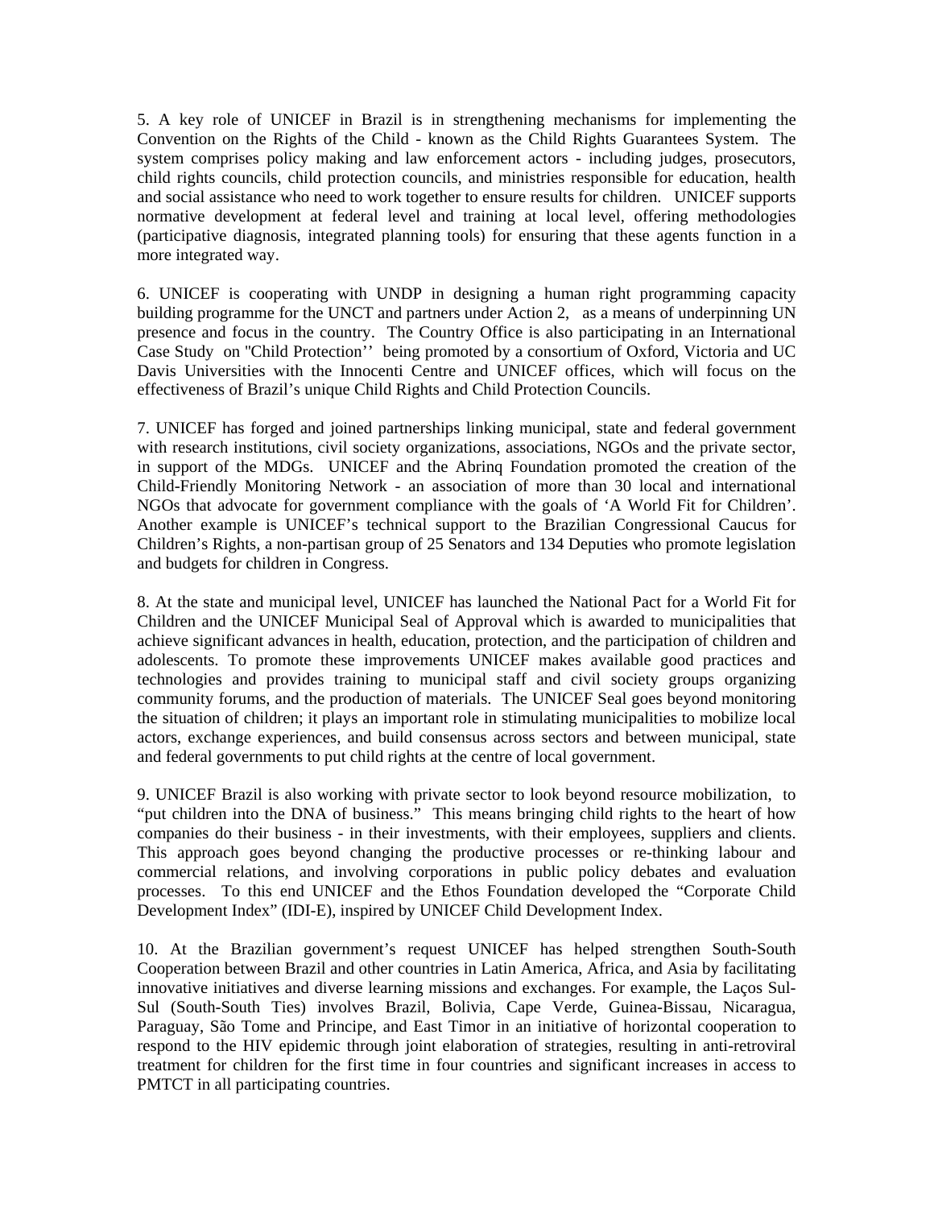5. A key role of UNICEF in Brazil is in strengthening mechanisms for implementing the Convention on the Rights of the Child - known as the Child Rights Guarantees System. The system comprises policy making and law enforcement actors - including judges, prosecutors, child rights councils, child protection councils, and ministries responsible for education, health and social assistance who need to work together to ensure results for children. UNICEF supports normative development at federal level and training at local level, offering methodologies (participative diagnosis, integrated planning tools) for ensuring that these agents function in a more integrated way.

6. UNICEF is cooperating with UNDP in designing a human right programming capacity building programme for the UNCT and partners under Action 2, as a means of underpinning UN presence and focus in the country. The Country Office is also participating in an International Case Study on "Child Protection'' being promoted by a consortium of Oxford, Victoria and UC Davis Universities with the Innocenti Centre and UNICEF offices, which will focus on the effectiveness of Brazil's unique Child Rights and Child Protection Councils.

7. UNICEF has forged and joined partnerships linking municipal, state and federal government with research institutions, civil society organizations, associations, NGOs and the private sector, in support of the MDGs. UNICEF and the Abrinq Foundation promoted the creation of the Child-Friendly Monitoring Network - an association of more than 30 local and international NGOs that advocate for government compliance with the goals of 'A World Fit for Children'. Another example is UNICEF's technical support to the Brazilian Congressional Caucus for Children's Rights, a non-partisan group of 25 Senators and 134 Deputies who promote legislation and budgets for children in Congress.

8. At the state and municipal level, UNICEF has launched the National Pact for a World Fit for Children and the UNICEF Municipal Seal of Approval which is awarded to municipalities that achieve significant advances in health, education, protection, and the participation of children and adolescents. To promote these improvements UNICEF makes available good practices and technologies and provides training to municipal staff and civil society groups organizing community forums, and the production of materials. The UNICEF Seal goes beyond monitoring the situation of children; it plays an important role in stimulating municipalities to mobilize local actors, exchange experiences, and build consensus across sectors and between municipal, state and federal governments to put child rights at the centre of local government.

9. UNICEF Brazil is also working with private sector to look beyond resource mobilization, to "put children into the DNA of business." This means bringing child rights to the heart of how companies do their business - in their investments, with their employees, suppliers and clients. This approach goes beyond changing the productive processes or re-thinking labour and commercial relations, and involving corporations in public policy debates and evaluation processes. To this end UNICEF and the Ethos Foundation developed the "Corporate Child Development Index" (IDI-E), inspired by UNICEF Child Development Index.

10. At the Brazilian government's request UNICEF has helped strengthen South-South Cooperation between Brazil and other countries in Latin America, Africa, and Asia by facilitating innovative initiatives and diverse learning missions and exchanges. For example, the Laços Sul-Sul (South-South Ties) involves Brazil, Bolivia, Cape Verde, Guinea-Bissau, Nicaragua, Paraguay, São Tome and Principe, and East Timor in an initiative of horizontal cooperation to respond to the HIV epidemic through joint elaboration of strategies, resulting in anti-retroviral treatment for children for the first time in four countries and significant increases in access to PMTCT in all participating countries.